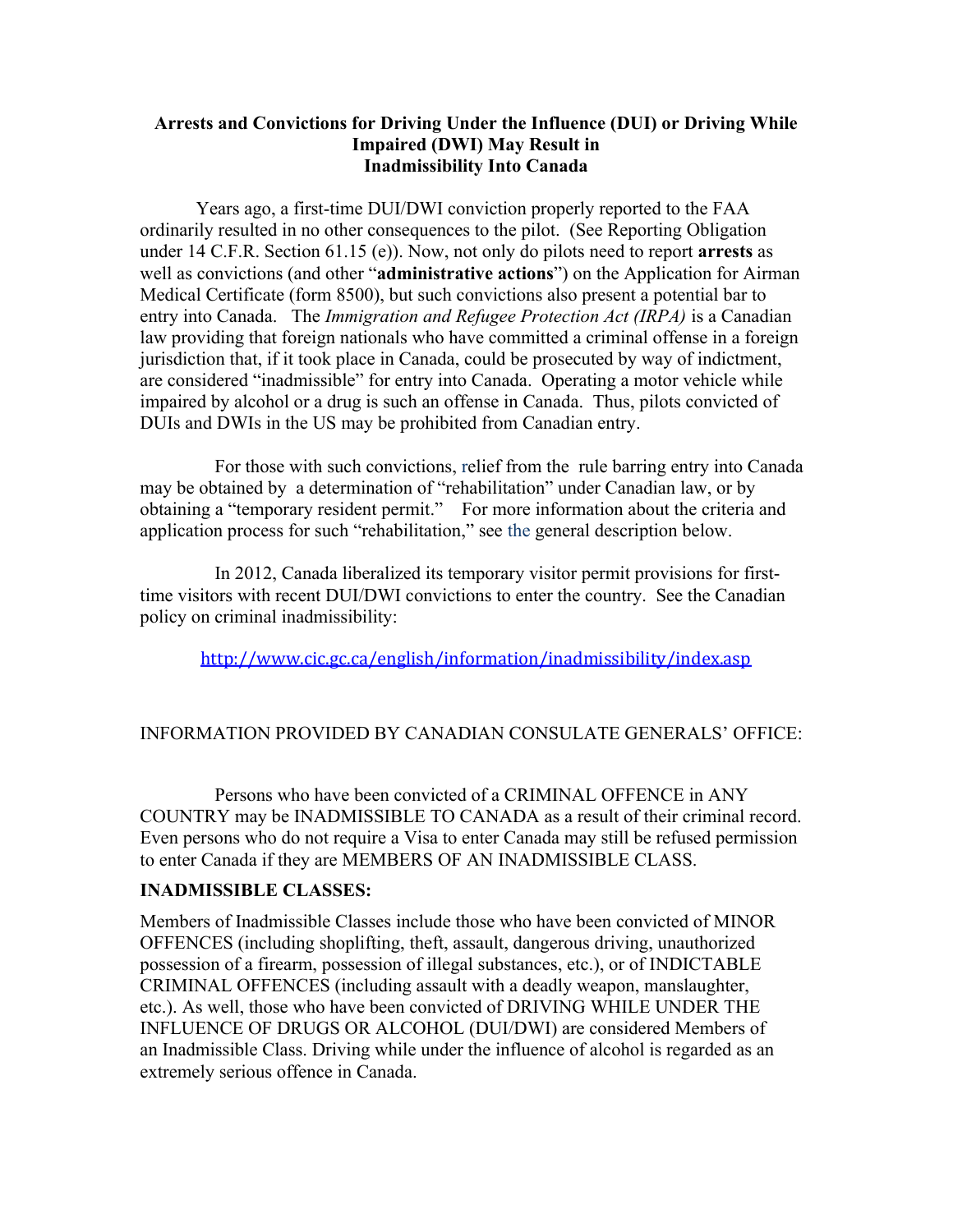# Arrests and Convictions for Driving Under the Influence (DUI) or Driving While Impaired (DWI) May Result in Inadmissibility Into Canada

Years ago, a first-time DUI/DWI conviction properly reported to the FAA ordinarily resulted in no other consequences to the pilot. (See Reporting Obligation under 14 C.F.R. Section 61.15 (e)). Now, not only do pilots need to report **arrests** as well as convictions (and other "**administrative actions**") on the Application for Airman Medical Certificate (form 8500), but such convictions also present a potential bar to entry into Canada. The *Immigration and Refugee Protection Act (IRPA)* is a Canadian law providing that foreign nationals who have committed a criminal offense in a foreign jurisdiction that, if it took place in Canada, could be prosecuted by way of indictment, are considered "inadmissible" for entry into Canada. Operating a motor vehicle while impaired by alcohol or a drug is such an offense in Canada. Thus, pilots convicted of DUIs and DWIs in the US may be prohibited from Canadian entry.

For those with such convictions, relief from the rule barring entry into Canada may be obtained by a determination of "rehabilitation" under Canadian law, or by obtaining a "temporary resident permit." For more information about the criteria and application process for such "rehabilitation," see the general description below.

In 2012, Canada liberalized its temporary visitor permit provisions for first-time visitors with recent DUI/DWI convictions to enter the country. See the Canadian policy on criminal inadmissibility:

http://www.cic.gc.ca/english/information/inadmissibility/index.asp

INFORMATION PROVIDED BY CANADIAN CONSULATE GENERALS' OFFICE:

Persons who have been convicted of a CRIMINAL OFFENCE in ANY COUNTRY may be INADMISSIBLE TO CANADA as a result of their criminal record. Even persons who do not require a Visa to enter Canada may still be refused permission to enter Canada if they are MEMBERS OF AN INADMISSIBLE CLASS.

**INADMISSIBLE CLASSES:**

Members of Inadmissible Classes include those who have been convicted of MINOR OFFENCES (including shoplifting, theft, assault, dangerous driving, unauthorized possession of a firearm, possession of illegal substances, etc.), or of INDICTABLE CRIMINAL OFFENCES (including assault with a deadly weapon, manslaughter, etc.). As well, those who have been convicted of DRIVING WHILE UNDER THE INFLUENCE OF DRUGS OR ALCOHOL (DUI/DWI) are considered Members of an Inadmissible Class. Driving while under the influence of alcohol is regarded as an extremely serious offence in Canada.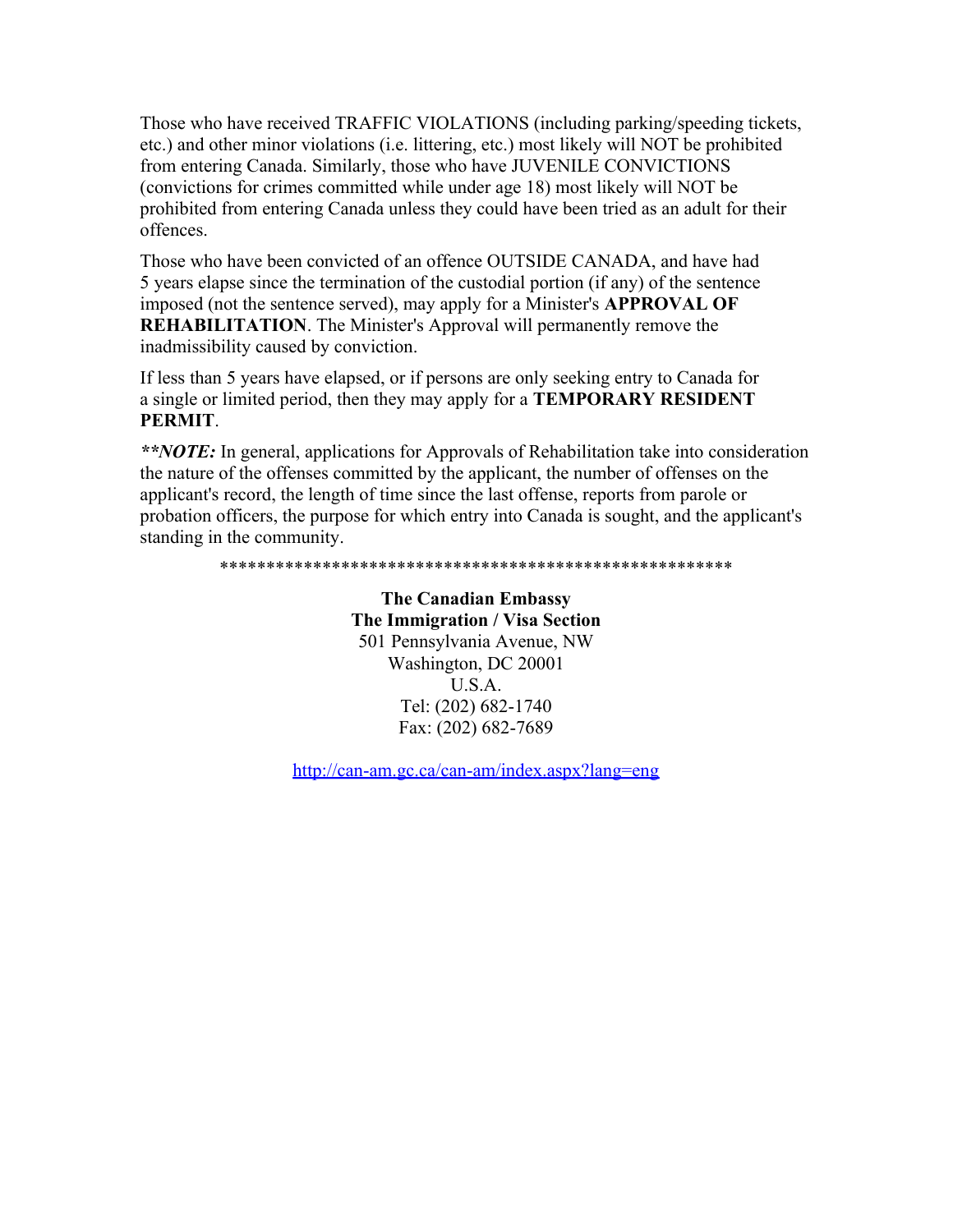Those who have received TRAFFIC VIOLATIONS (including parking/speeding tickets, etc.) and other minor violations (i.e. littering, etc.) most likely will NOT be prohibited from entering Canada. Similarly, those who have JUVENILE CONVICTIONS (convictions for crimes committed while under age 18) most likely will NOT be prohibited from entering Canada unless they could have been tried as an adult for their offences.

Those who have been convicted of an offence OUTSIDE CANADA, and have had 5 years elapse since the termination of the custodial portion (if any) of the sentence imposed (not the sentence served), may apply for a Minister's **APPROVAL OF REHABILITATION**. The Minister's Approval will permanently remove the inadmissibility caused by conviction.

If less than 5 years have elapsed, or if persons are only seeking entry to Canada for a single or limited period, then they may apply for a **TEMPORARY RESIDENT PERMIT**.

***\*\*NOTE:*** In general, applications for Approvals of Rehabilitation take into consideration the nature of the offenses committed by the applicant, the number of offenses on the applicant's record, the length of time since the last offense, reports from parole or probation officers, the purpose for which entry into Canada is sought, and the applicant's standing in the community.

\*\*\*\*\*\*\*\*\*\*\*\*\*\*\*\*\*\*\*\*\*\*\*\*\*\*\*\*\*\*\*\*\*\*\*\*\*\*\*\*\*\*\*\*\*\*\*\*\*\*\*\*\*\*\*\*\*\*\*\*\*\*\*\*

**The Canadian Embassy**
**The Immigration / Visa Section**
501 Pennsylvania Avenue, NW
Washington, DC 20001
U.S.A.
Tel: (202) 682-1740
Fax: (202) 682-7689

http://can-am.gc.ca/can-am/index.aspx?lang=eng